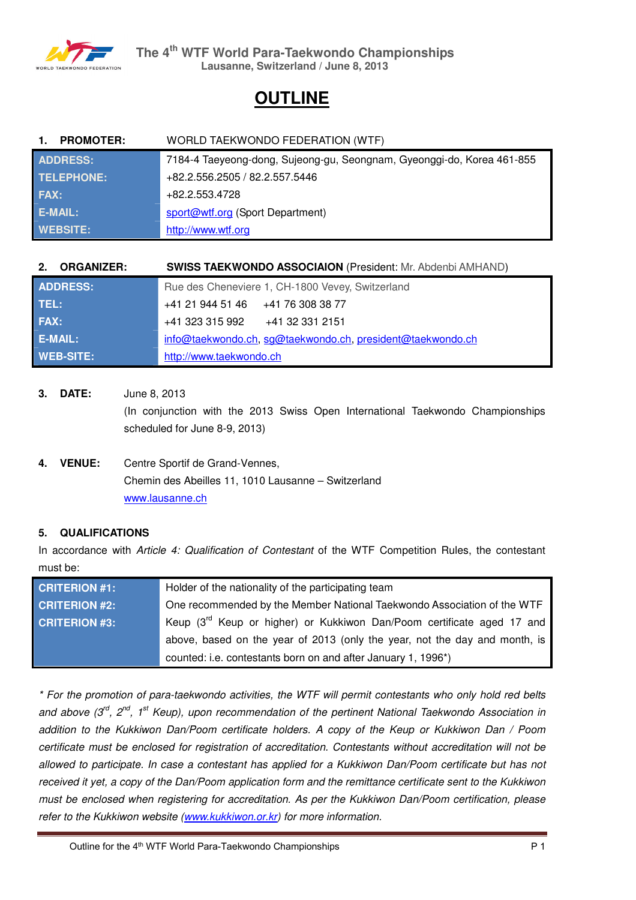# The 4th WTF World Para-Taekwondo Championships

**Lausanne, Switzerland / June 8, 2013**

# OUTLINE

**1. PROMOTER:** WORLD TAEKWONDO FEDERATION (WTF)

| | |
|---|---|
| **ADDRESS:** | 7184-4 Taeyeong-dong, Sujeong-gu, Seongnam, Gyeonggi-do, Korea 461-855 |
| **TELEPHONE:** | +82.2.556.2505 / 82.2.557.5446 |
| **FAX:** | +82.2.553.4728 |
| **E-MAIL:** | sport@wtf.org (Sport Department) |
| **WEBSITE:** | http://www.wtf.org |

**2. ORGANIZER:** **SWISS TAEKWONDO ASSOCIAION** (President: Mr. Abdenbi AMHAND)

| | |
|---|---|
| **ADDRESS:** | Rue des Cheneviere 1, CH-1800 Vevey, Switzerland |
| **TEL:** | +41 21 944 51 46 +41 76 308 38 77 |
| **FAX:** | +41 323 315 992 +41 32 331 2151 |
| **E-MAIL:** | info@taekwondo.ch, sg@taekwondo.ch, president@taekwondo.ch |
| **WEB-SITE:** | http://www.taekwondo.ch |

**3. DATE:** June 8, 2013
(In conjunction with the 2013 Swiss Open International Taekwondo Championships scheduled for June 8-9, 2013)

**4. VENUE:** Centre Sportif de Grand-Vennes,
Chemin des Abeilles 11, 1010 Lausanne – Switzerland
www.lausanne.ch

**5. QUALIFICATIONS**

In accordance with *Article 4: Qualification of Contestant* of the WTF Competition Rules, the contestant must be:

| | |
|---|---|
| **CRITERION #1:** | Holder of the nationality of the participating team |
| **CRITERION #2:** | One recommended by the Member National Taekwondo Association of the WTF |
| **CRITERION #3:** | Keup (3rd Keup or higher) or Kukkiwon Dan/Poom certificate aged 17 and above, based on the year of 2013 (only the year, not the day and month, is counted: i.e. contestants born on and after January 1, 1996*) |

*\* For the promotion of para-taekwondo activities, the WTF will permit contestants who only hold red belts and above (3rd, 2nd, 1st Keup), upon recommendation of the pertinent National Taekwondo Association in addition to the Kukkiwon Dan/Poom certificate holders. A copy of the Keup or Kukkiwon Dan / Poom certificate must be enclosed for registration of accreditation. Contestants without accreditation will not be allowed to participate. In case a contestant has applied for a Kukkiwon Dan/Poom certificate but has not received it yet, a copy of the Dan/Poom application form and the remittance certificate sent to the Kukkiwon must be enclosed when registering for accreditation. As per the Kukkiwon Dan/Poom certification, please refer to the Kukkiwon website (www.kukkiwon.or.kr) for more information.*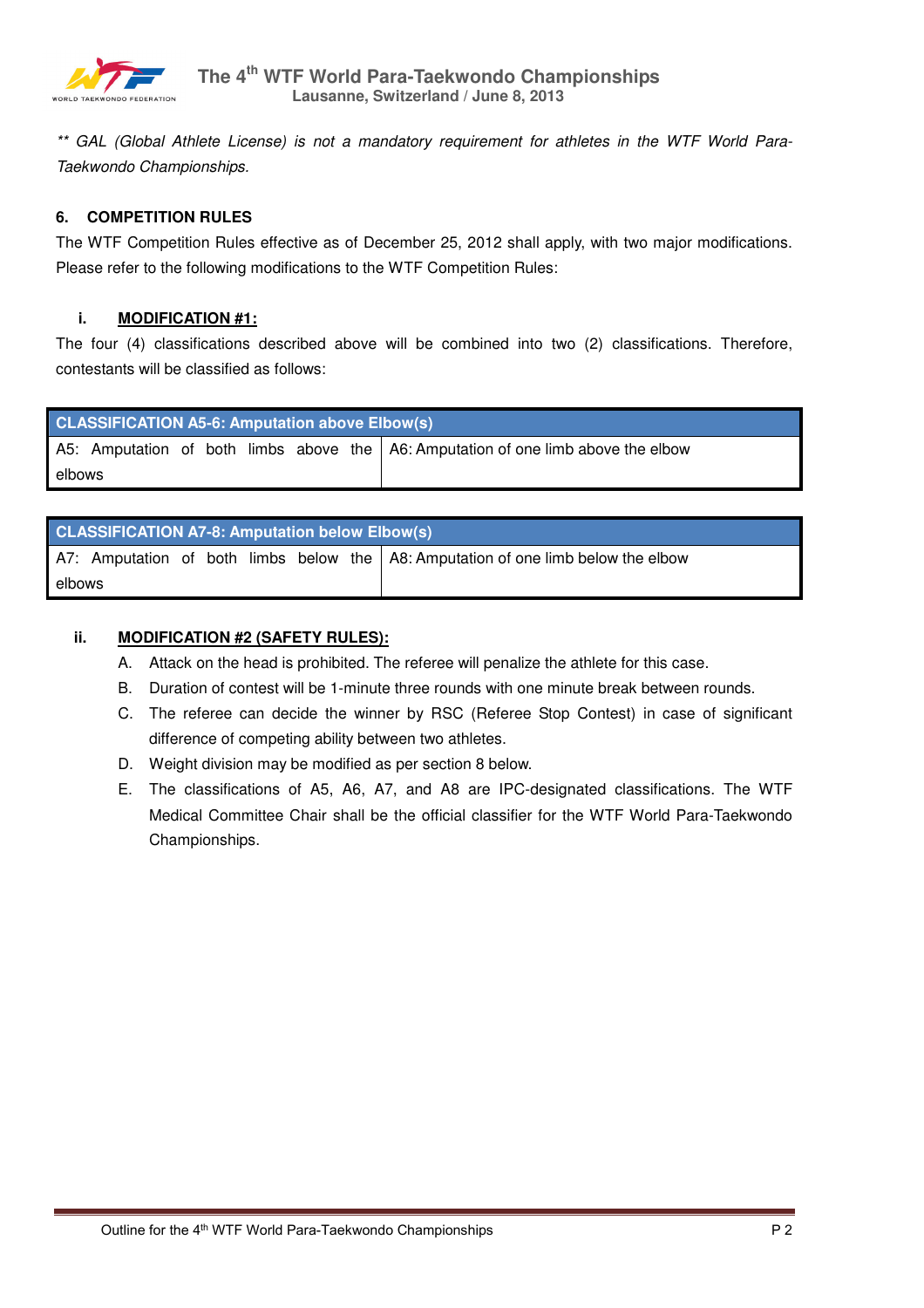*** GAL (Global Athlete License) is not a mandatory requirement for athletes in the WTF World Para-Taekwondo Championships.*

## 6. COMPETITION RULES

The WTF Competition Rules effective as of December 25, 2012 shall apply, with two major modifications. Please refer to the following modifications to the WTF Competition Rules:

### i. MODIFICATION #1:

The four (4) classifications described above will be combined into two (2) classifications. Therefore, contestants will be classified as follows:

| CLASSIFICATION A5-6: Amputation above Elbow(s) | |
|---|---|
| A5: Amputation of both limbs above the elbows | A6: Amputation of one limb above the elbow |

| CLASSIFICATION A7-8: Amputation below Elbow(s) | |
|---|---|
| A7: Amputation of both limbs below the elbows | A8: Amputation of one limb below the elbow |

### ii. MODIFICATION #2 (SAFETY RULES):

A. Attack on the head is prohibited. The referee will penalize the athlete for this case.

B. Duration of contest will be 1-minute three rounds with one minute break between rounds.

C. The referee can decide the winner by RSC (Referee Stop Contest) in case of significant difference of competing ability between two athletes.

D. Weight division may be modified as per section 8 below.

E. The classifications of A5, A6, A7, and A8 are IPC-designated classifications. The WTF Medical Committee Chair shall be the official classifier for the WTF World Para-Taekwondo Championships.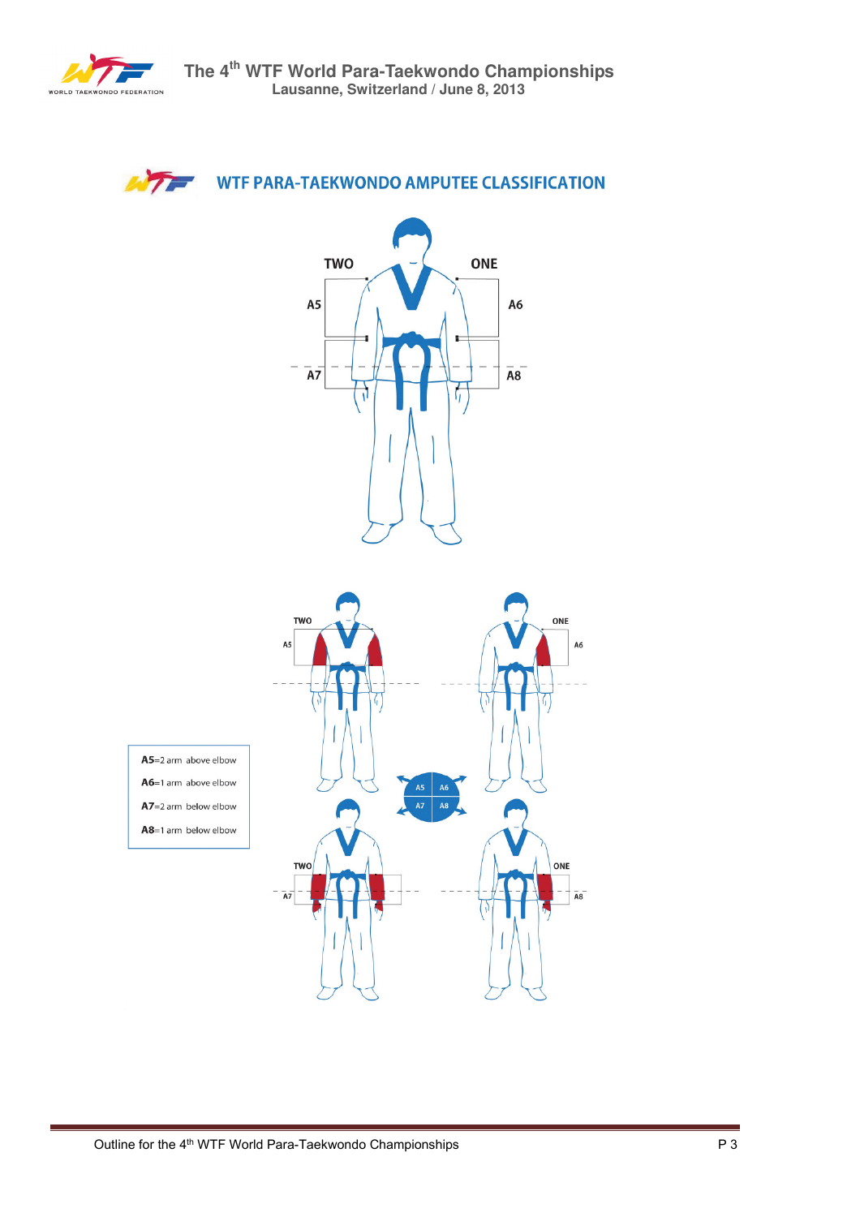## WTF PARA-TAEKWONDO AMPUTEE CLASSIFICATION

TWO ONE

A5 A6

A7 A8

**A5**=2 arm above elbow

**A6**=1 arm above elbow

**A7**=2 arm below elbow

**A8**=1 arm below elbow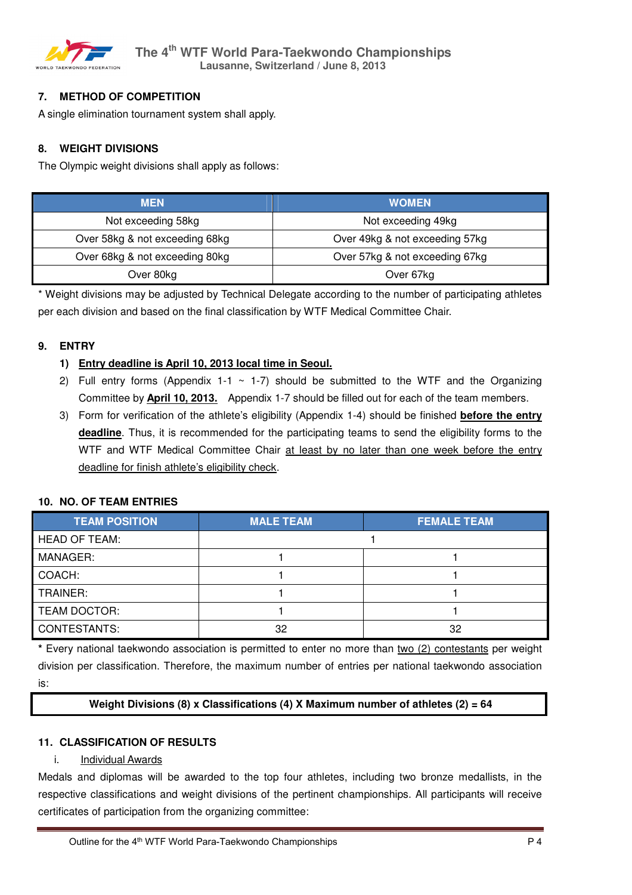## 7. METHOD OF COMPETITION

A single elimination tournament system shall apply.

## 8. WEIGHT DIVISIONS

The Olympic weight divisions shall apply as follows:

| MEN | WOMEN |
|---|---|
| Not exceeding 58kg | Not exceeding 49kg |
| Over 58kg & not exceeding 68kg | Over 49kg & not exceeding 57kg |
| Over 68kg & not exceeding 80kg | Over 57kg & not exceeding 67kg |
| Over 80kg | Over 67kg |

* Weight divisions may be adjusted by Technical Delegate according to the number of participating athletes per each division and based on the final classification by WTF Medical Committee Chair.

## 9. ENTRY

1) **Entry deadline is April 10, 2013 local time in Seoul.**
2) Full entry forms (Appendix 1-1 ~ 1-7) should be submitted to the WTF and the Organizing Committee by **April 10, 2013.** Appendix 1-7 should be filled out for each of the team members.
3) Form for verification of the athlete's eligibility (Appendix 1-4) should be finished **before the entry deadline**. Thus, it is recommended for the participating teams to send the eligibility forms to the WTF and WTF Medical Committee Chair at least by no later than one week before the entry deadline for finish athlete's eligibility check.

## 10. NO. OF TEAM ENTRIES

| TEAM POSITION | MALE TEAM | FEMALE TEAM |
|---|---|---|
| HEAD OF TEAM: | 1 | |
| MANAGER: | 1 | 1 |
| COACH: | 1 | 1 |
| TRAINER: | 1 | 1 |
| TEAM DOCTOR: | 1 | 1 |
| CONTESTANTS: | 32 | 32 |

**\*** Every national taekwondo association is permitted to enter no more than two (2) contestants per weight division per classification. Therefore, the maximum number of entries per national taekwondo association is:

**Weight Divisions (8) x Classifications (4) X Maximum number of athletes (2) = 64**

## 11. CLASSIFICATION OF RESULTS

i. Individual Awards

Medals and diplomas will be awarded to the top four athletes, including two bronze medallists, in the respective classifications and weight divisions of the pertinent championships. All participants will receive certificates of participation from the organizing committee: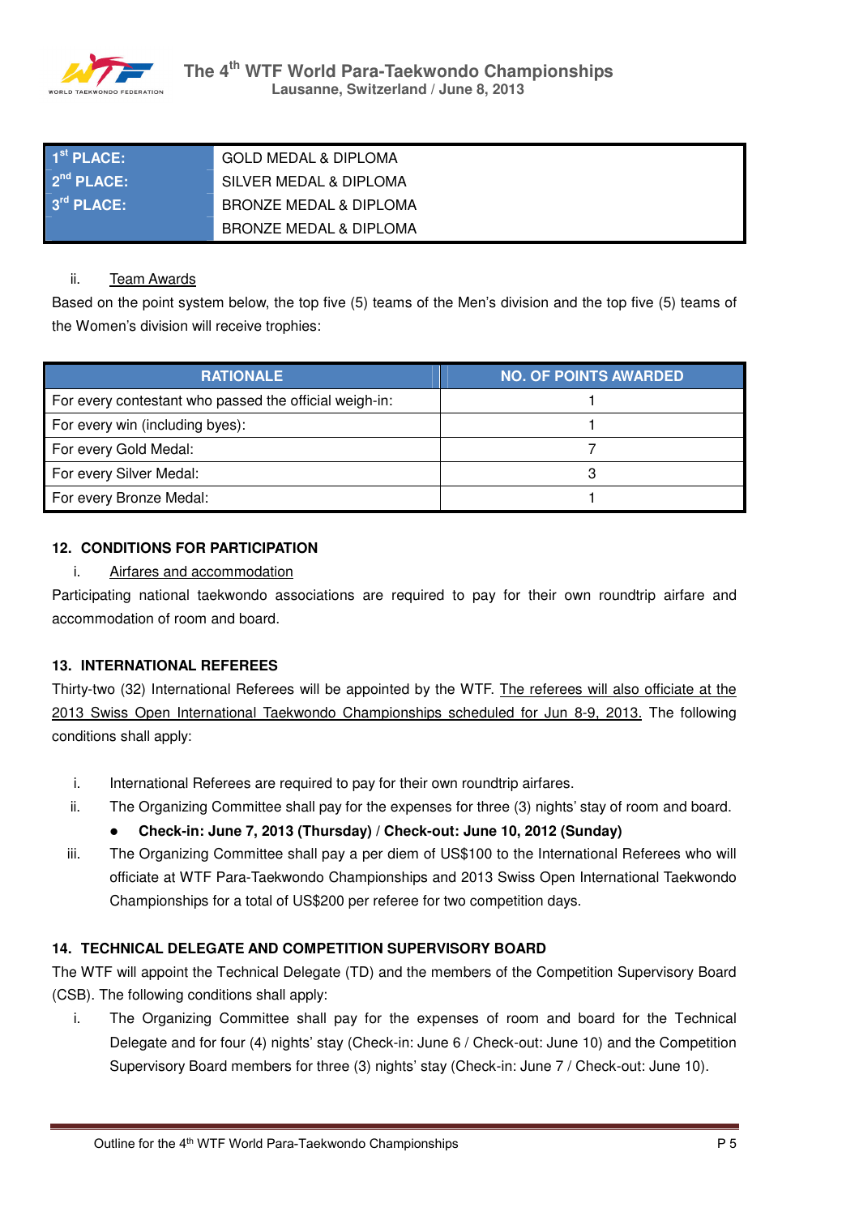| 1st PLACE: | GOLD MEDAL & DIPLOMA |
|---|---|
| 2nd PLACE: | SILVER MEDAL & DIPLOMA |
| 3rd PLACE: | BRONZE MEDAL & DIPLOMA |
| | BRONZE MEDAL & DIPLOMA |

ii. Team Awards

Based on the point system below, the top five (5) teams of the Men's division and the top five (5) teams of the Women's division will receive trophies:

| RATIONALE | NO. OF POINTS AWARDED |
|---|---|
| For every contestant who passed the official weigh-in: | 1 |
| For every win (including byes): | 1 |
| For every Gold Medal: | 7 |
| For every Silver Medal: | 3 |
| For every Bronze Medal: | 1 |

## 12. CONDITIONS FOR PARTICIPATION

i. Airfares and accommodation

Participating national taekwondo associations are required to pay for their own roundtrip airfare and accommodation of room and board.

## 13. INTERNATIONAL REFEREES

Thirty-two (32) International Referees will be appointed by the WTF. The referees will also officiate at the 2013 Swiss Open International Taekwondo Championships scheduled for Jun 8-9, 2013. The following conditions shall apply:

i. International Referees are required to pay for their own roundtrip airfares.

ii. The Organizing Committee shall pay for the expenses for three (3) nights' stay of room and board.
   - **Check-in: June 7, 2013 (Thursday) / Check-out: June 10, 2012 (Sunday)**

iii. The Organizing Committee shall pay a per diem of US$100 to the International Referees who will officiate at WTF Para-Taekwondo Championships and 2013 Swiss Open International Taekwondo Championships for a total of US$200 per referee for two competition days.

## 14. TECHNICAL DELEGATE AND COMPETITION SUPERVISORY BOARD

The WTF will appoint the Technical Delegate (TD) and the members of the Competition Supervisory Board (CSB). The following conditions shall apply:

i. The Organizing Committee shall pay for the expenses of room and board for the Technical Delegate and for four (4) nights' stay (Check-in: June 6 / Check-out: June 10) and the Competition Supervisory Board members for three (3) nights' stay (Check-in: June 7 / Check-out: June 10).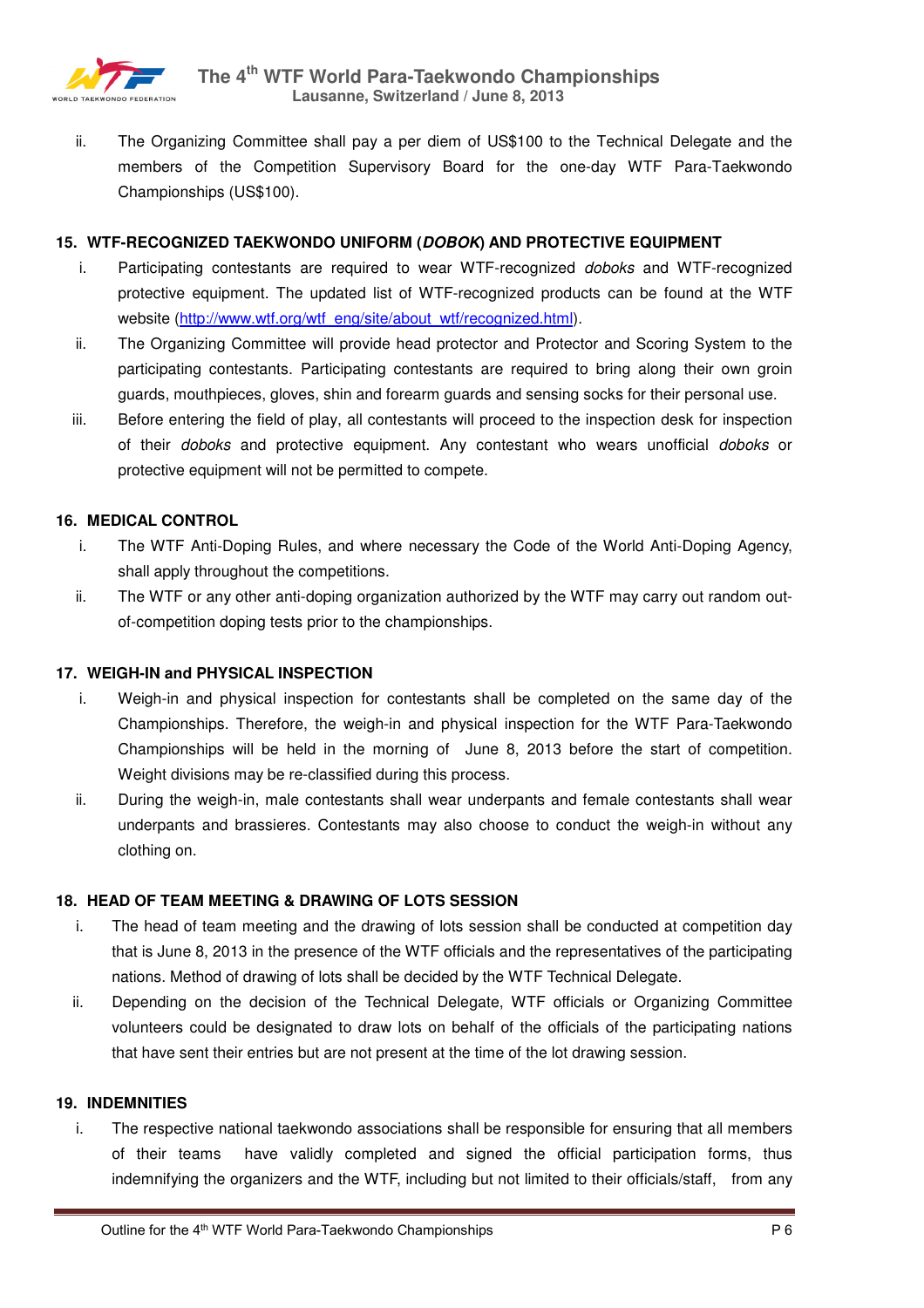ii. The Organizing Committee shall pay a per diem of US$100 to the Technical Delegate and the members of the Competition Supervisory Board for the one-day WTF Para-Taekwondo Championships (US$100).

## 15. WTF-RECOGNIZED TAEKWONDO UNIFORM (*DOBOK*) AND PROTECTIVE EQUIPMENT

i. Participating contestants are required to wear WTF-recognized *doboks* and WTF-recognized protective equipment. The updated list of WTF-recognized products can be found at the WTF website (http://www.wtf.org/wtf_eng/site/about_wtf/recognized.html).

ii. The Organizing Committee will provide head protector and Protector and Scoring System to the participating contestants. Participating contestants are required to bring along their own groin guards, mouthpieces, gloves, shin and forearm guards and sensing socks for their personal use.

iii. Before entering the field of play, all contestants will proceed to the inspection desk for inspection of their *doboks* and protective equipment. Any contestant who wears unofficial *doboks* or protective equipment will not be permitted to compete.

## 16. MEDICAL CONTROL

i. The WTF Anti-Doping Rules, and where necessary the Code of the World Anti-Doping Agency, shall apply throughout the competitions.

ii. The WTF or any other anti-doping organization authorized by the WTF may carry out random out-of-competition doping tests prior to the championships.

## 17. WEIGH-IN and PHYSICAL INSPECTION

i. Weigh-in and physical inspection for contestants shall be completed on the same day of the Championships. Therefore, the weigh-in and physical inspection for the WTF Para-Taekwondo Championships will be held in the morning of June 8, 2013 before the start of competition. Weight divisions may be re-classified during this process.

ii. During the weigh-in, male contestants shall wear underpants and female contestants shall wear underpants and brassieres. Contestants may also choose to conduct the weigh-in without any clothing on.

## 18. HEAD OF TEAM MEETING & DRAWING OF LOTS SESSION

i. The head of team meeting and the drawing of lots session shall be conducted at competition day that is June 8, 2013 in the presence of the WTF officials and the representatives of the participating nations. Method of drawing of lots shall be decided by the WTF Technical Delegate.

ii. Depending on the decision of the Technical Delegate, WTF officials or Organizing Committee volunteers could be designated to draw lots on behalf of the officials of the participating nations that have sent their entries but are not present at the time of the lot drawing session.

## 19. INDEMNITIES

i. The respective national taekwondo associations shall be responsible for ensuring that all members of their teams have validly completed and signed the official participation forms, thus indemnifying the organizers and the WTF, including but not limited to their officials/staff, from any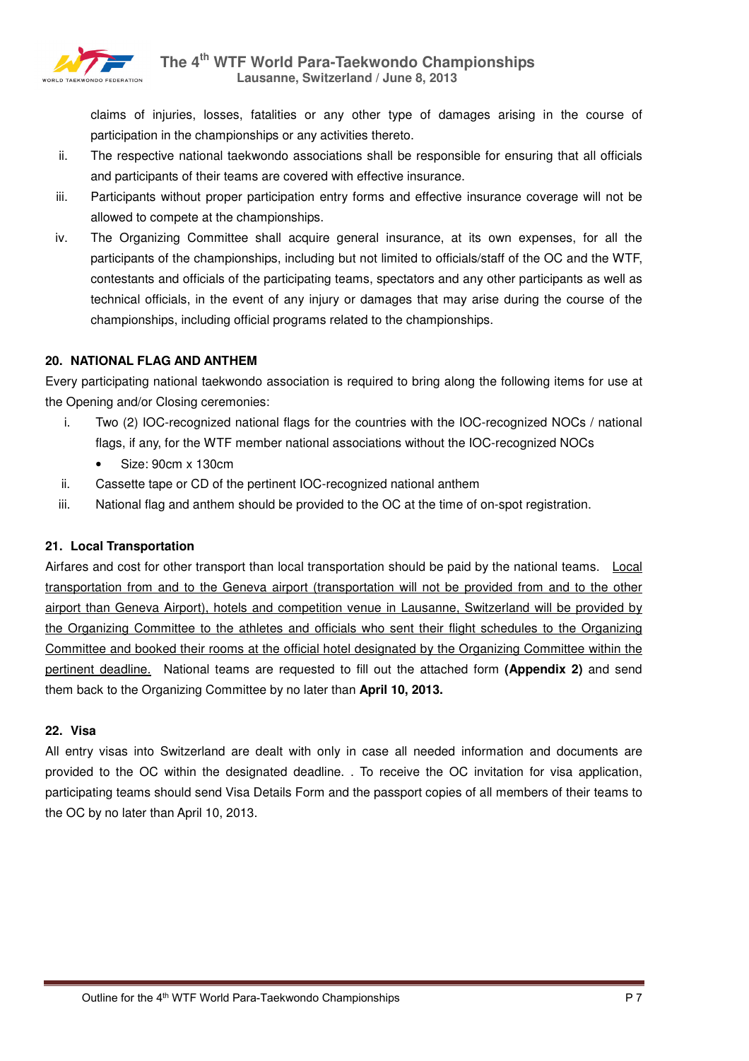claims of injuries, losses, fatalities or any other type of damages arising in the course of participation in the championships or any activities thereto.

ii. The respective national taekwondo associations shall be responsible for ensuring that all officials and participants of their teams are covered with effective insurance.

iii. Participants without proper participation entry forms and effective insurance coverage will not be allowed to compete at the championships.

iv. The Organizing Committee shall acquire general insurance, at its own expenses, for all the participants of the championships, including but not limited to officials/staff of the OC and the WTF, contestants and officials of the participating teams, spectators and any other participants as well as technical officials, in the event of any injury or damages that may arise during the course of the championships, including official programs related to the championships.

## 20. NATIONAL FLAG AND ANTHEM

Every participating national taekwondo association is required to bring along the following items for use at the Opening and/or Closing ceremonies:

i. Two (2) IOC-recognized national flags for the countries with the IOC-recognized NOCs / national flags, if any, for the WTF member national associations without the IOC-recognized NOCs
   - Size: 90cm x 130cm

ii. Cassette tape or CD of the pertinent IOC-recognized national anthem

iii. National flag and anthem should be provided to the OC at the time of on-spot registration.

## 21. Local Transportation

Airfares and cost for other transport than local transportation should be paid by the national teams. Local transportation from and to the Geneva airport (transportation will not be provided from and to the other airport than Geneva Airport), hotels and competition venue in Lausanne, Switzerland will be provided by the Organizing Committee to the athletes and officials who sent their flight schedules to the Organizing Committee and booked their rooms at the official hotel designated by the Organizing Committee within the pertinent deadline. National teams are requested to fill out the attached form **(Appendix 2)** and send them back to the Organizing Committee by no later than **April 10, 2013.**

## 22. Visa

All entry visas into Switzerland are dealt with only in case all needed information and documents are provided to the OC within the designated deadline. . To receive the OC invitation for visa application, participating teams should send Visa Details Form and the passport copies of all members of their teams to the OC by no later than April 10, 2013.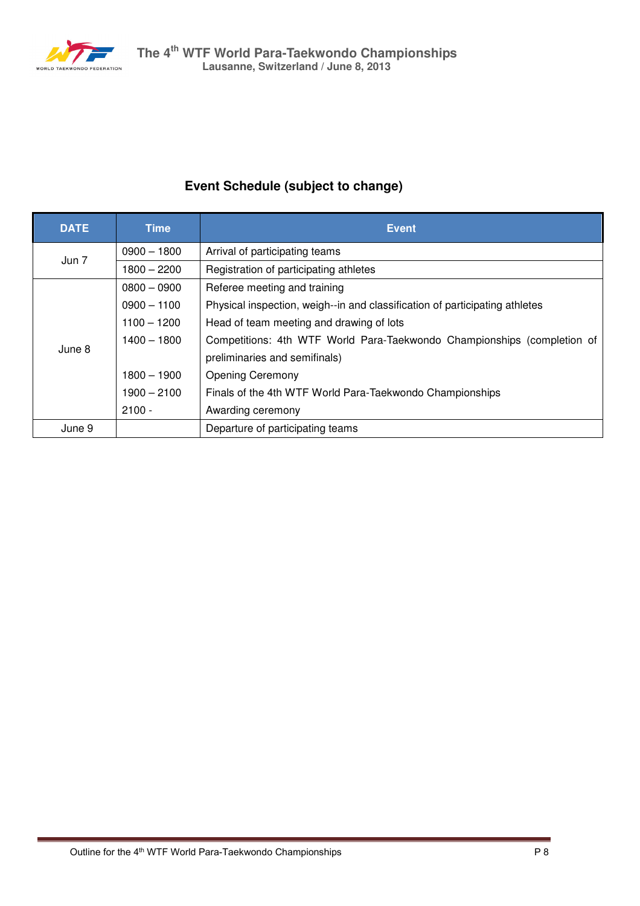## Event Schedule (subject to change)

| DATE | Time | Event |
| --- | --- | --- |
| Jun 7 | 0900 – 1800 | Arrival of participating teams |
| | 1800 – 2200 | Registration of participating athletes |
| June 8 | 0800 – 0900 | Referee meeting and training |
| | 0900 – 1100 | Physical inspection, weigh--in and classification of participating athletes |
| | 1100 – 1200 | Head of team meeting and drawing of lots |
| | 1400 – 1800 | Competitions: 4th WTF World Para-Taekwondo Championships (completion of preliminaries and semifinals) |
| | 1800 – 1900 | Opening Ceremony |
| | 1900 – 2100 | Finals of the 4th WTF World Para-Taekwondo Championships |
| | 2100 - | Awarding ceremony |
| June 9 | | Departure of participating teams |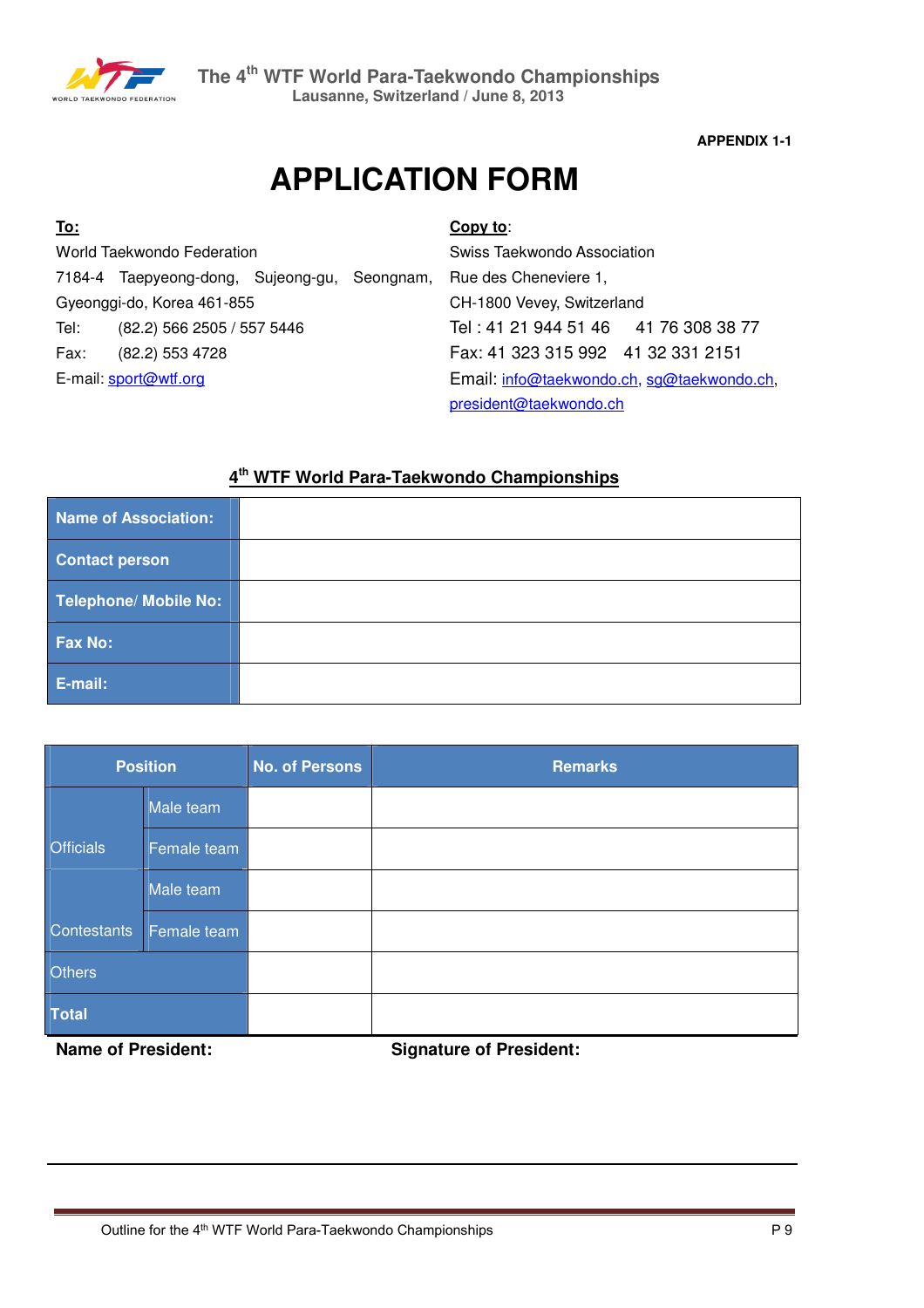APPENDIX 1-1

# APPLICATION FORM

**To:**
World Taekwondo Federation
7184-4 Taepyeong-dong, Sujeong-gu, Seongnam, Gyeonggi-do, Korea 461-855
Tel: (82.2) 566 2505 / 557 5446
Fax: (82.2) 553 4728
E-mail: sport@wtf.org

**Copy to**:
Swiss Taekwondo Association
Rue des Cheneviere 1,
CH-1800 Vevey, Switzerland
Tel : 41 21 944 51 46 41 76 308 38 77
Fax: 41 323 315 992 41 32 331 2151
Email: info@taekwondo.ch, sg@taekwondo.ch, president@taekwondo.ch

## 4th WTF World Para-Taekwondo Championships

| | |
|---|---|
| **Name of Association:** | |
| **Contact person** | |
| **Telephone/ Mobile No:** | |
| **Fax No:** | |
| **E-mail:** | |

| Position | | No. of Persons | Remarks |
|---|---|---|---|
| Officials | Male team | | |
| | Female team | | |
| Contestants | Male team | | |
| | Female team | | |
| Others | | | |
| **Total** | | | |

**Name of President:** **Signature of President:**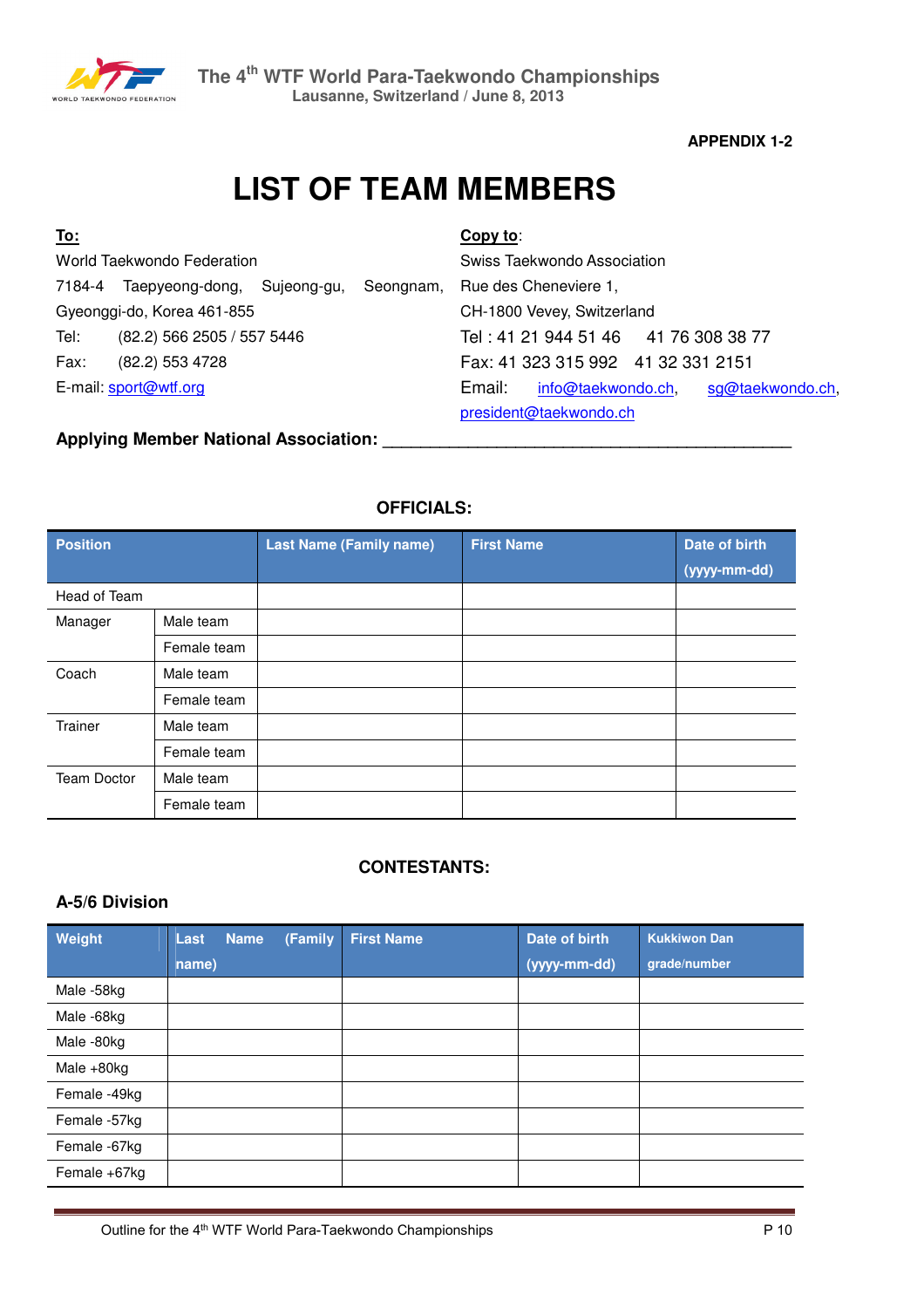**APPENDIX 1-2**

# LIST OF TEAM MEMBERS

**To:**
World Taekwondo Federation
7184-4 Taepyeong-dong, Sujeong-gu, Seongnam, Gyeonggi-do, Korea 461-855
Tel: (82.2) 566 2505 / 557 5446
Fax: (82.2) 553 4728
E-mail: sport@wtf.org

**Copy to**:
Swiss Taekwondo Association
Rue des Cheneviere 1,
CH-1800 Vevey, Switzerland
Tel : 41 21 944 51 46 41 76 308 38 77
Fax: 41 323 315 992 41 32 331 2151
Email: info@taekwondo.ch, sg@taekwondo.ch, president@taekwondo.ch

**Applying Member National Association:** ___________________________________________

## OFFICIALS:

| Position | | Last Name (Family name) | First Name | Date of birth (yyyy-mm-dd) |
|---|---|---|---|---|
| Head of Team | | | | |
| Manager | Male team | | | |
| | Female team | | | |
| Coach | Male team | | | |
| | Female team | | | |
| Trainer | Male team | | | |
| | Female team | | | |
| Team Doctor | Male team | | | |
| | Female team | | | |

## CONTESTANTS:

### A-5/6 Division

| Weight | Last Name (Family name) | First Name | Date of birth (yyyy-mm-dd) | Kukkiwon Dan grade/number |
|---|---|---|---|---|
| Male -58kg | | | | |
| Male -68kg | | | | |
| Male -80kg | | | | |
| Male +80kg | | | | |
| Female -49kg | | | | |
| Female -57kg | | | | |
| Female -67kg | | | | |
| Female +67kg | | | | |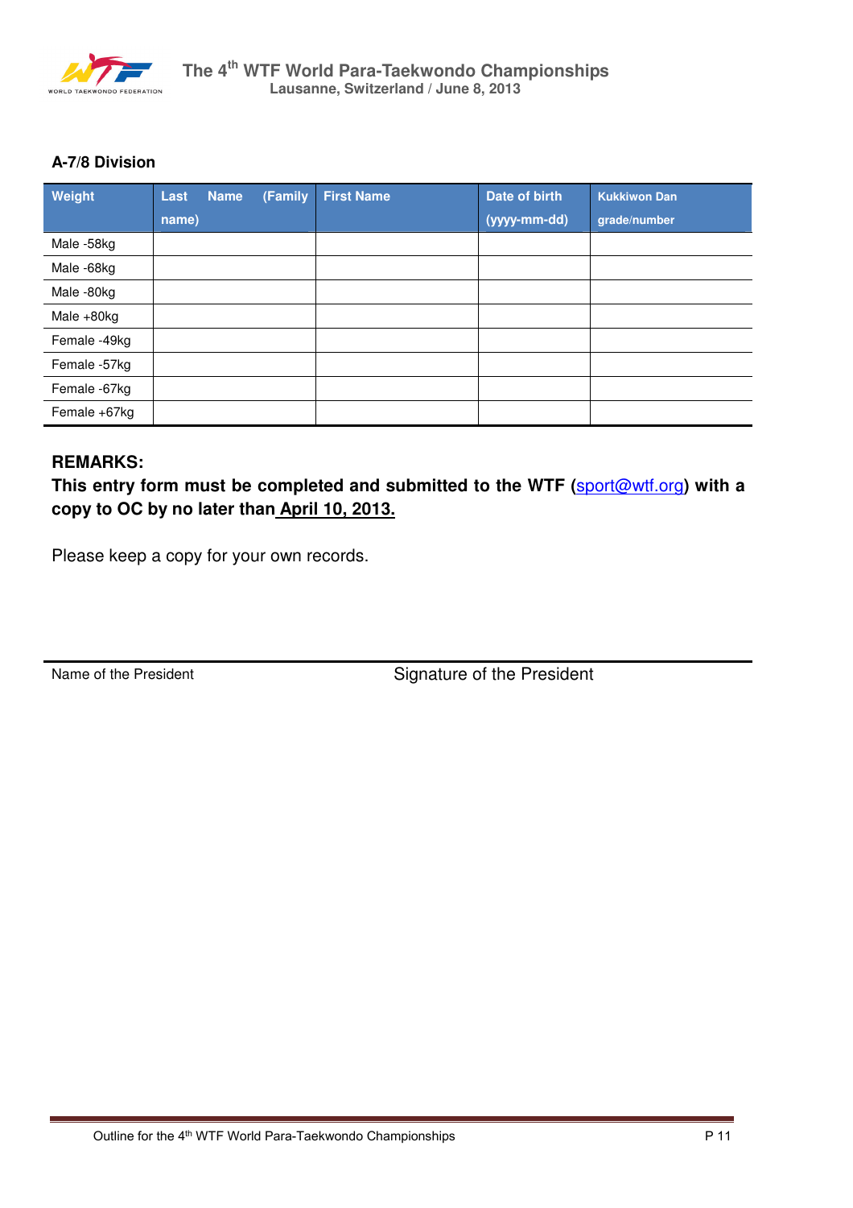### A-7/8 Division

| Weight | Last Name (Family name) | First Name | Date of birth (yyyy-mm-dd) | Kukkiwon Dan grade/number |
|---|---|---|---|---|
| Male -58kg | | | | |
| Male -68kg | | | | |
| Male -80kg | | | | |
| Male +80kg | | | | |
| Female -49kg | | | | |
| Female -57kg | | | | |
| Female -67kg | | | | |
| Female +67kg | | | | |

**REMARKS:**

**This entry form must be completed and submitted to the WTF (sport@wtf.org) with a copy to OC by no later than April 10, 2013.**

Please keep a copy for your own records.

Name of the President Signature of the President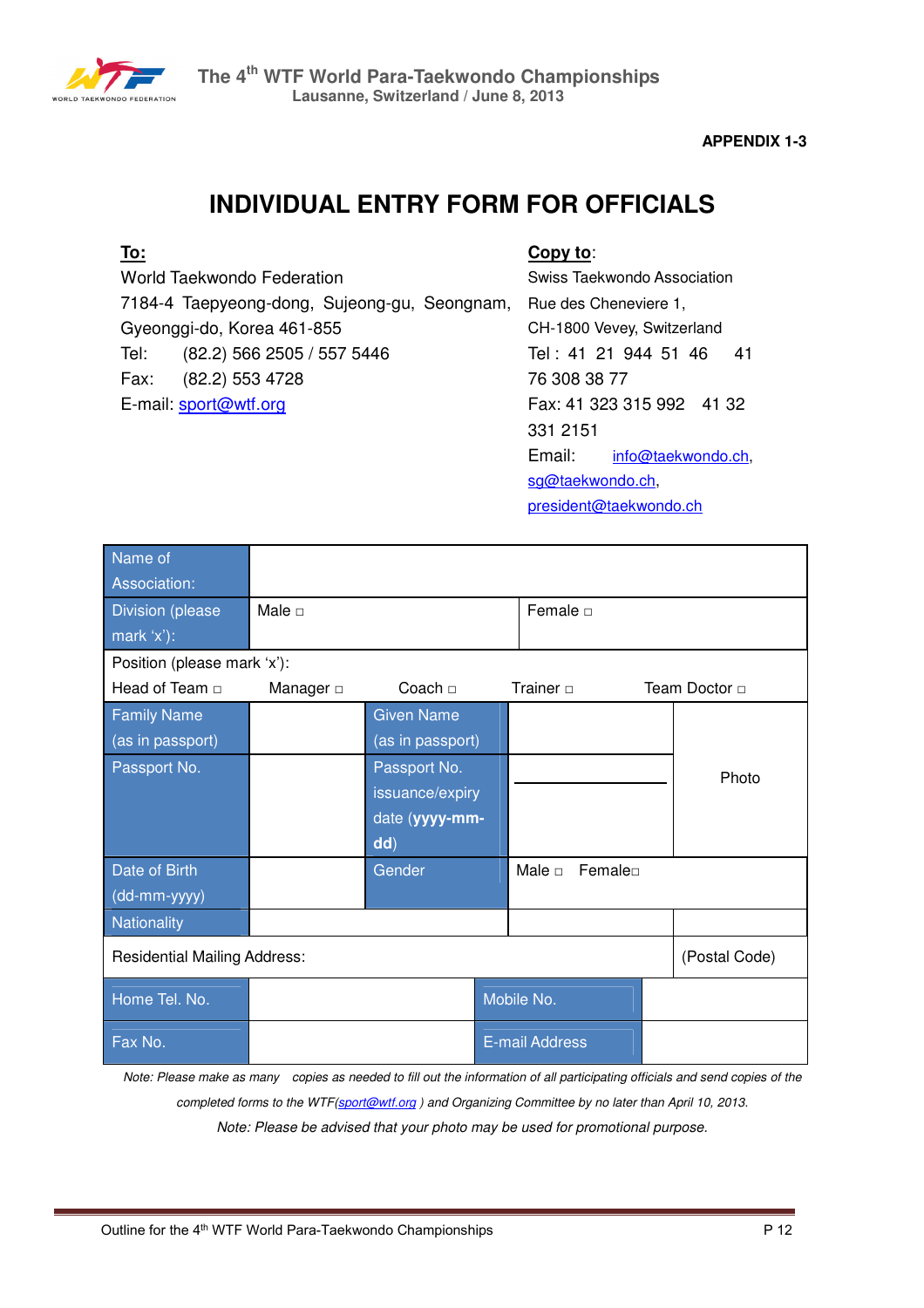**APPENDIX 1-3**

# INDIVIDUAL ENTRY FORM FOR OFFICIALS

**To:**
World Taekwondo Federation
7184-4 Taepyeong-dong, Sujeong-gu, Seongnam, Gyeonggi-do, Korea 461-855
Tel: (82.2) 566 2505 / 557 5446
Fax: (82.2) 553 4728
E-mail: sport@wtf.org

**Copy to:**
Swiss Taekwondo Association
Rue des Cheneviere 1,
CH-1800 Vevey, Switzerland
Tel : 41 21 944 51 46 41 76 308 38 77
Fax: 41 323 315 992 41 32 331 2151
Email: info@taekwondo.ch, sg@taekwondo.ch, president@taekwondo.ch

| Name of Association: | | | | |
|---|---|---|---|---|
| Division (please mark 'x'): | Male □ | | Female □ | |
| Position (please mark 'x'): Head of Team □ | Manager □ | Coach □ | Trainer □ | Team Doctor □ |
| Family Name (as in passport) | | Given Name (as in passport) | | Photo |
| Passport No. | | Passport No. issuance/expiry date (**yyyy-mm-dd**) | | |
| Date of Birth (dd-mm-yyyy) | | Gender | Male □ Female□ | |
| Nationality | | | | |
| Residential Mailing Address: | | | | (Postal Code) |
| Home Tel. No. | | Mobile No. | | |
| Fax No. | | E-mail Address | | |

*Note: Please make as many copies as needed to fill out the information of all participating officials and send copies of the completed forms to the WTF(sport@wtf.org ) and Organizing Committee by no later than April 10, 2013.*

*Note: Please be advised that your photo may be used for promotional purpose.*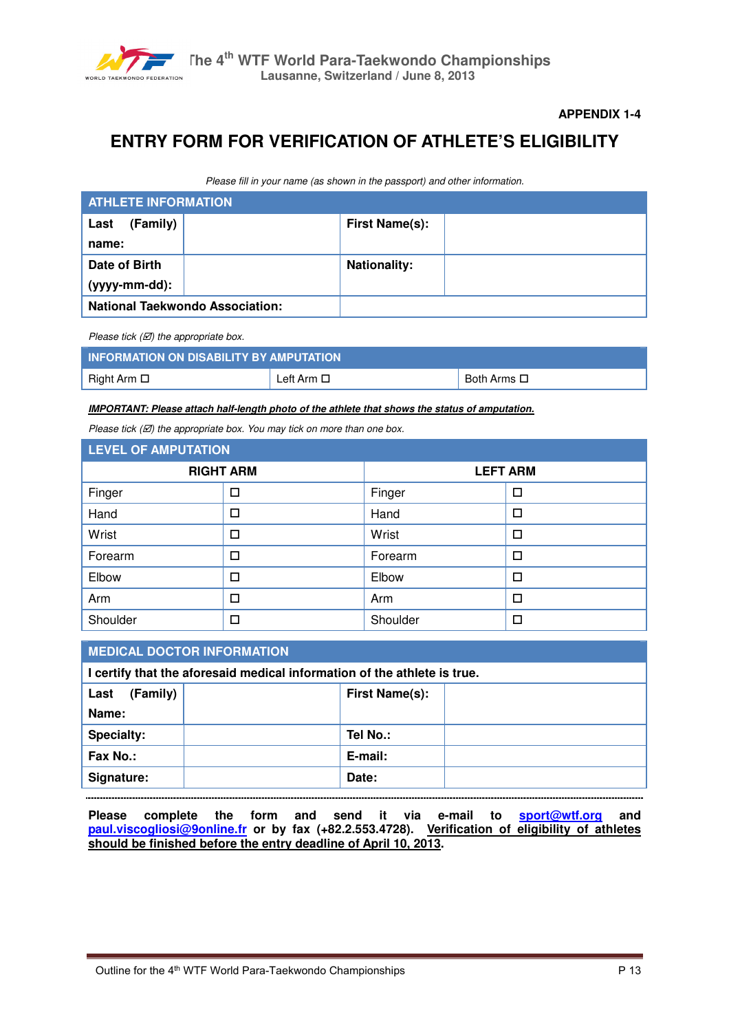APPENDIX 1-4

# ENTRY FORM FOR VERIFICATION OF ATHLETE'S ELIGIBILITY

*Please fill in your name (as shown in the passport) and other information.*

| ATHLETE INFORMATION | | | |
|---|---|---|---|
| **Last (Family) name:** | | **First Name(s):** | |
| **Date of Birth (yyyy-mm-dd):** | | **Nationality:** | |
| **National Taekwondo Association:** | | | |

*Please tick (☑) the appropriate box.*

| INFORMATION ON DISABILITY BY AMPUTATION | | |
|---|---|---|
| Right Arm ☐ | Left Arm ☐ | Both Arms ☐ |

***IMPORTANT: Please attach half-length photo of the athlete that shows the status of amputation.***

*Please tick (☑) the appropriate box. You may tick on more than one box.*

| LEVEL OF AMPUTATION | | | |
|---|---|---|---|
| **RIGHT ARM** | | **LEFT ARM** | |
| Finger | ☐ | Finger | ☐ |
| Hand | ☐ | Hand | ☐ |
| Wrist | ☐ | Wrist | ☐ |
| Forearm | ☐ | Forearm | ☐ |
| Elbow | ☐ | Elbow | ☐ |
| Arm | ☐ | Arm | ☐ |
| Shoulder | ☐ | Shoulder | ☐ |

| MEDICAL DOCTOR INFORMATION | | | |
|---|---|---|---|
| **I certify that the aforesaid medical information of the athlete is true.** | | | |
| **Last (Family) Name:** | | **First Name(s):** | |
| **Specialty:** | | **Tel No.:** | |
| **Fax No.:** | | **E-mail:** | |
| **Signature:** | | **Date:** | |

**Please complete the form and send it via e-mail to sport@wtf.org and paul.viscogliosi@9online.fr or by fax (+82.2.553.4728). Verification of eligibility of athletes should be finished before the entry deadline of April 10, 2013.**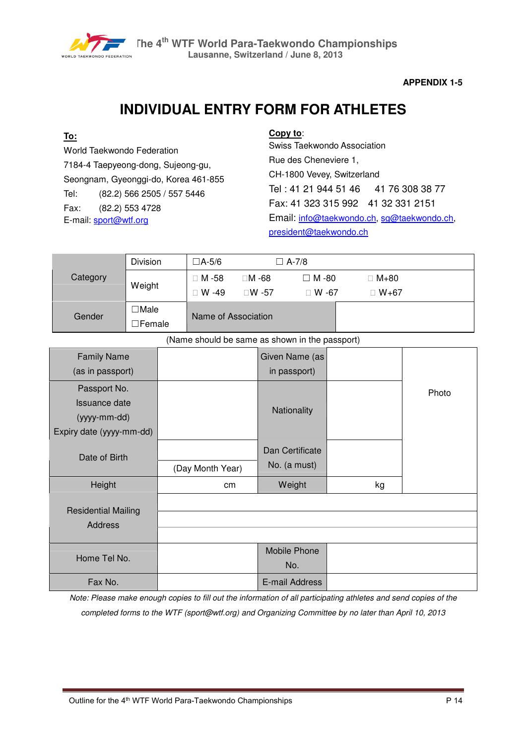**APPENDIX 1-5**

# INDIVIDUAL ENTRY FORM FOR ATHLETES

**To:**
World Taekwondo Federation
7184-4 Taepyeong-dong, Sujeong-gu,
Seongnam, Gyeonggi-do, Korea 461-855
Tel: (82.2) 566 2505 / 557 5446
Fax: (82.2) 553 4728
E-mail: sport@wtf.org

**Copy to:**
Swiss Taekwondo Association
Rue des Cheneviere 1,
CH-1800 Vevey, Switzerland
Tel : 41 21 944 51 46 41 76 308 38 77
Fax: 41 323 315 992 41 32 331 2151
Email: info@taekwondo.ch, sg@taekwondo.ch, president@taekwondo.ch

| Category | Division | ☐A-5/6 ☐ A-7/8 | |
|---|---|---|---|
| | Weight | ☐ M -58 ☐M -68 ☐ M -80 ☐ M+80<br>☐ W -49 ☐W -57 ☐ W -67 ☐ W+67 | |
| Gender | ☐Male<br>☐Female | Name of Association | |

(Name should be same as shown in the passport)

| Family Name (as in passport) | | Given Name (as in passport) | | Photo |
|---|---|---|---|---|
| Passport No. Issuance date (yyyy-mm-dd) Expiry date (yyyy-mm-dd) | | Nationality | | |
| Date of Birth | (Day Month Year) | Dan Certificate No. (a must) | | |
| Height | cm | Weight | kg | |
| Residential Mailing Address | | | | |
| Home Tel No. | | Mobile Phone No. | | |
| Fax No. | | E-mail Address | | |

*Note: Please make enough copies to fill out the information of all participating athletes and send copies of the completed forms to the WTF (sport@wtf.org) and Organizing Committee by no later than April 10, 2013*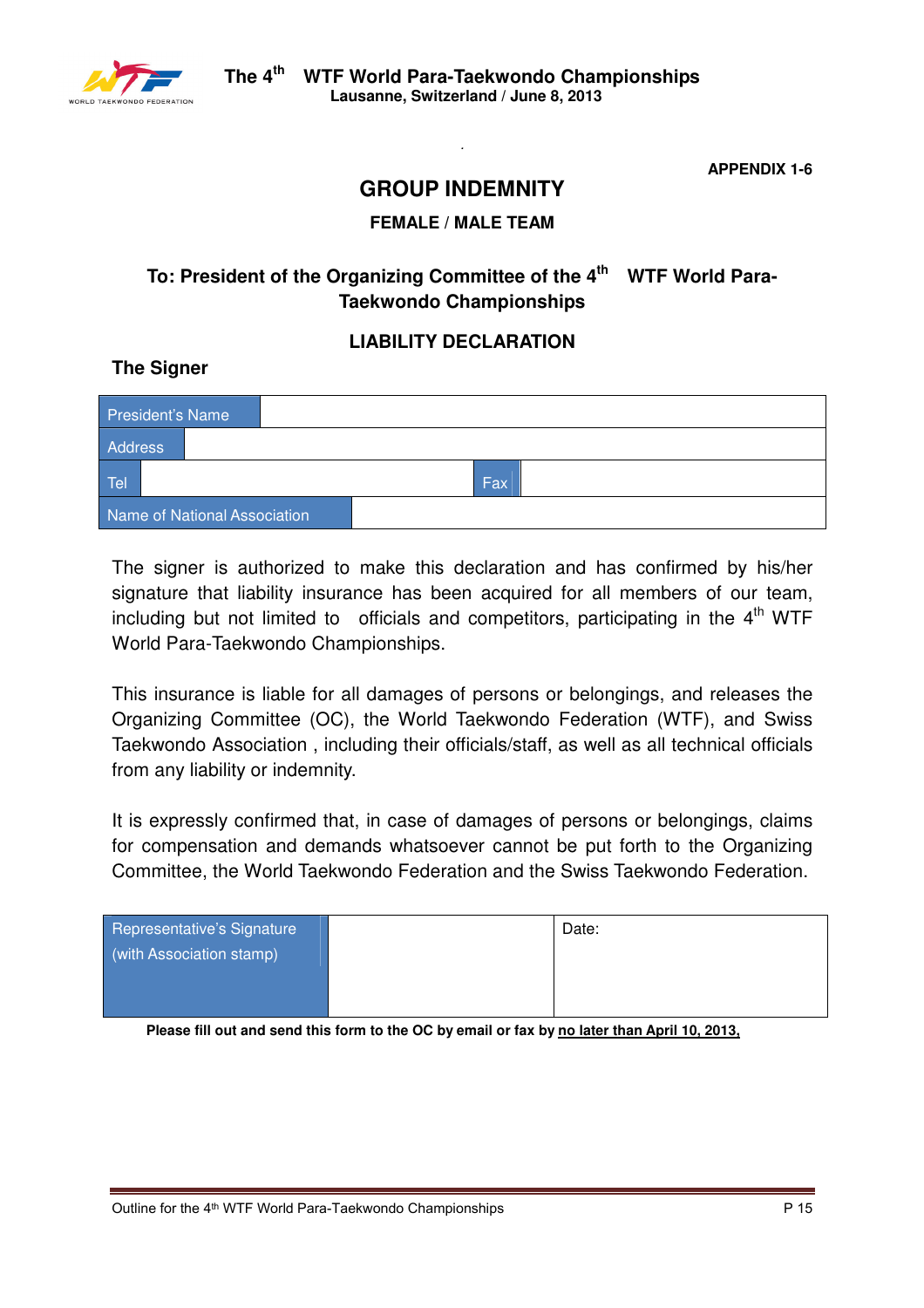**APPENDIX 1-6**

# GROUP INDEMNITY

**FEMALE / MALE TEAM**

**To: President of the Organizing Committee of the 4th WTF World Para-Taekwondo Championships**

**LIABILITY DECLARATION**

**The Signer**

| President's Name | | | |
|---|---|---|---|
| Address | | | |
| Tel | | Fax | |
| Name of National Association | | | |

The signer is authorized to make this declaration and has confirmed by his/her signature that liability insurance has been acquired for all members of our team, including but not limited to officials and competitors, participating in the 4th WTF World Para-Taekwondo Championships.

This insurance is liable for all damages of persons or belongings, and releases the Organizing Committee (OC), the World Taekwondo Federation (WTF), and Swiss Taekwondo Association , including their officials/staff, as well as all technical officials from any liability or indemnity.

It is expressly confirmed that, in case of damages of persons or belongings, claims for compensation and demands whatsoever cannot be put forth to the Organizing Committee, the World Taekwondo Federation and the Swiss Taekwondo Federation.

| Representative's Signature (with Association stamp) | | Date: |
|---|---|---|

**Please fill out and send this form to the OC by email or fax by <u>no later than April 10, 2013,</u>**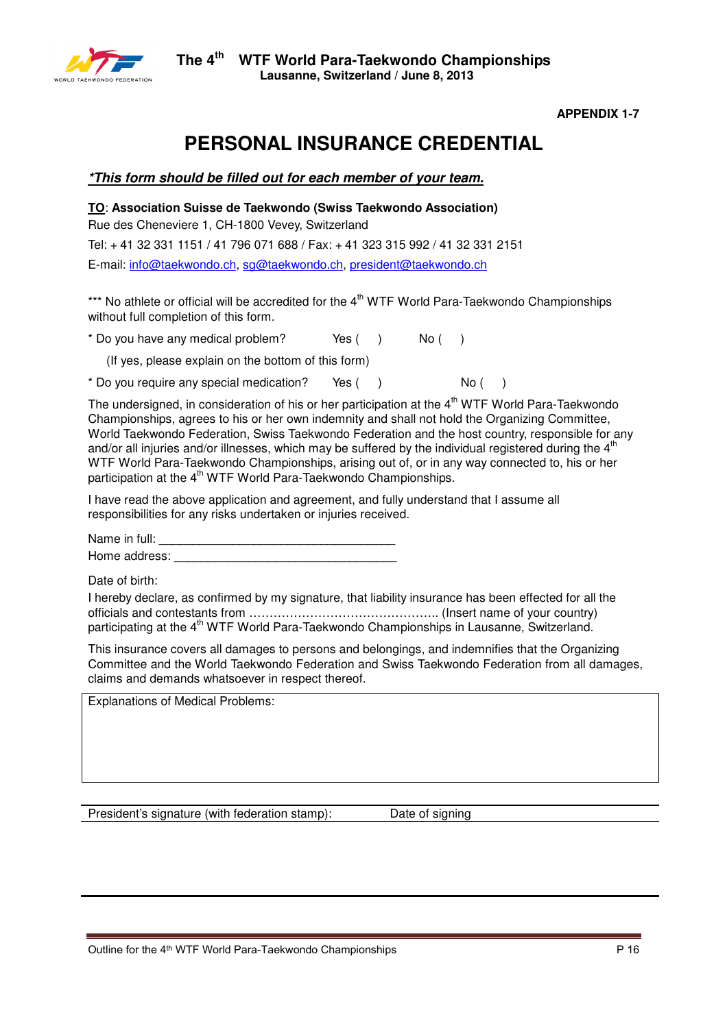APPENDIX 1-7

# PERSONAL INSURANCE CREDENTIAL

***\*This form should be filled out for each member of your team.***

**TO**: **Association Suisse de Taekwondo (Swiss Taekwondo Association)**
Rue des Cheneviere 1, CH-1800 Vevey, Switzerland
Tel: + 41 32 331 1151 / 41 796 071 688 / Fax: + 41 323 315 992 / 41 32 331 2151
E-mail: info@taekwondo.ch, sg@taekwondo.ch, president@taekwondo.ch

*** No athlete or official will be accredited for the 4th WTF World Para-Taekwondo Championships without full completion of this form.

\* Do you have any medical problem? Yes ( ) No ( )

(If yes, please explain on the bottom of this form)

\* Do you require any special medication? Yes ( ) No ( )

The undersigned, in consideration of his or her participation at the 4th WTF World Para-Taekwondo Championships, agrees to his or her own indemnity and shall not hold the Organizing Committee, World Taekwondo Federation, Swiss Taekwondo Federation and the host country, responsible for any and/or all injuries and/or illnesses, which may be suffered by the individual registered during the 4th WTF World Para-Taekwondo Championships, arising out of, or in any way connected to, his or her participation at the 4th WTF World Para-Taekwondo Championships.

I have read the above application and agreement, and fully understand that I assume all responsibilities for any risks undertaken or injuries received.

Name in full: ___________________________________

Home address: _________________________________

Date of birth:

I hereby declare, as confirmed by my signature, that liability insurance has been effected for all the officials and contestants from ……………………………………….. (Insert name of your country) participating at the 4th WTF World Para-Taekwondo Championships in Lausanne, Switzerland.

This insurance covers all damages to persons and belongings, and indemnifies that the Organizing Committee and the World Taekwondo Federation and Swiss Taekwondo Federation from all damages, claims and demands whatsoever in respect thereof.

| Explanations of Medical Problems: |
| --- |
| |

| President's signature (with federation stamp): | Date of signing |
| --- | --- |
| | |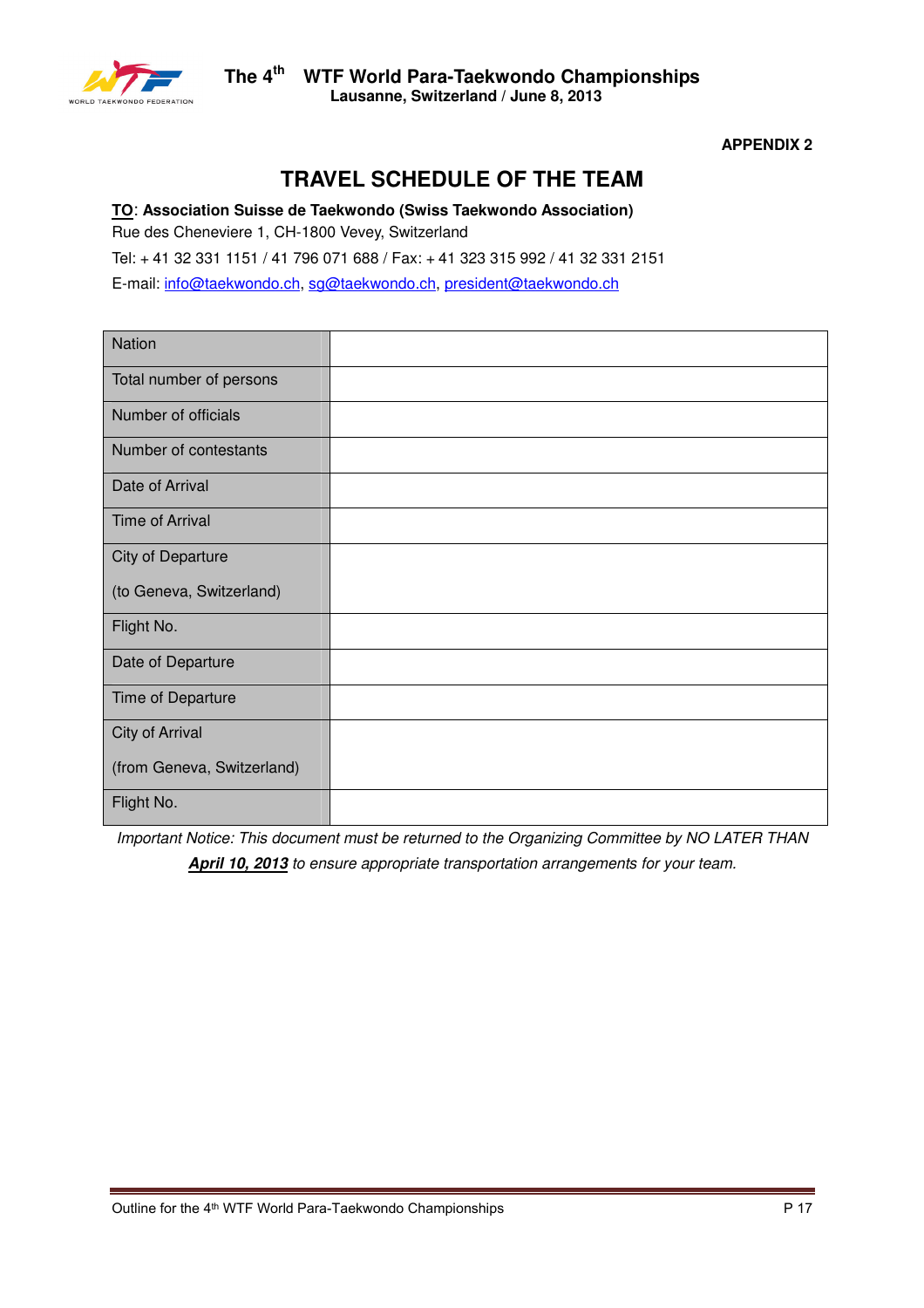**APPENDIX 2**

# TRAVEL SCHEDULE OF THE TEAM

**TO: Association Suisse de Taekwondo (Swiss Taekwondo Association)**
Rue des Cheneviere 1, CH-1800 Vevey, Switzerland
Tel: + 41 32 331 1151 / 41 796 071 688 / Fax: + 41 323 315 992 / 41 32 331 2151
E-mail: info@taekwondo.ch, sg@taekwondo.ch, president@taekwondo.ch

| | |
|---|---|
| Nation | |
| Total number of persons | |
| Number of officials | |
| Number of contestants | |
| Date of Arrival | |
| Time of Arrival | |
| City of Departure (to Geneva, Switzerland) | |
| Flight No. | |
| Date of Departure | |
| Time of Departure | |
| City of Arrival (from Geneva, Switzerland) | |
| Flight No. | |

*Important Notice: This document must be returned to the Organizing Committee by NO LATER THAN **April 10, 2013** to ensure appropriate transportation arrangements for your team.*